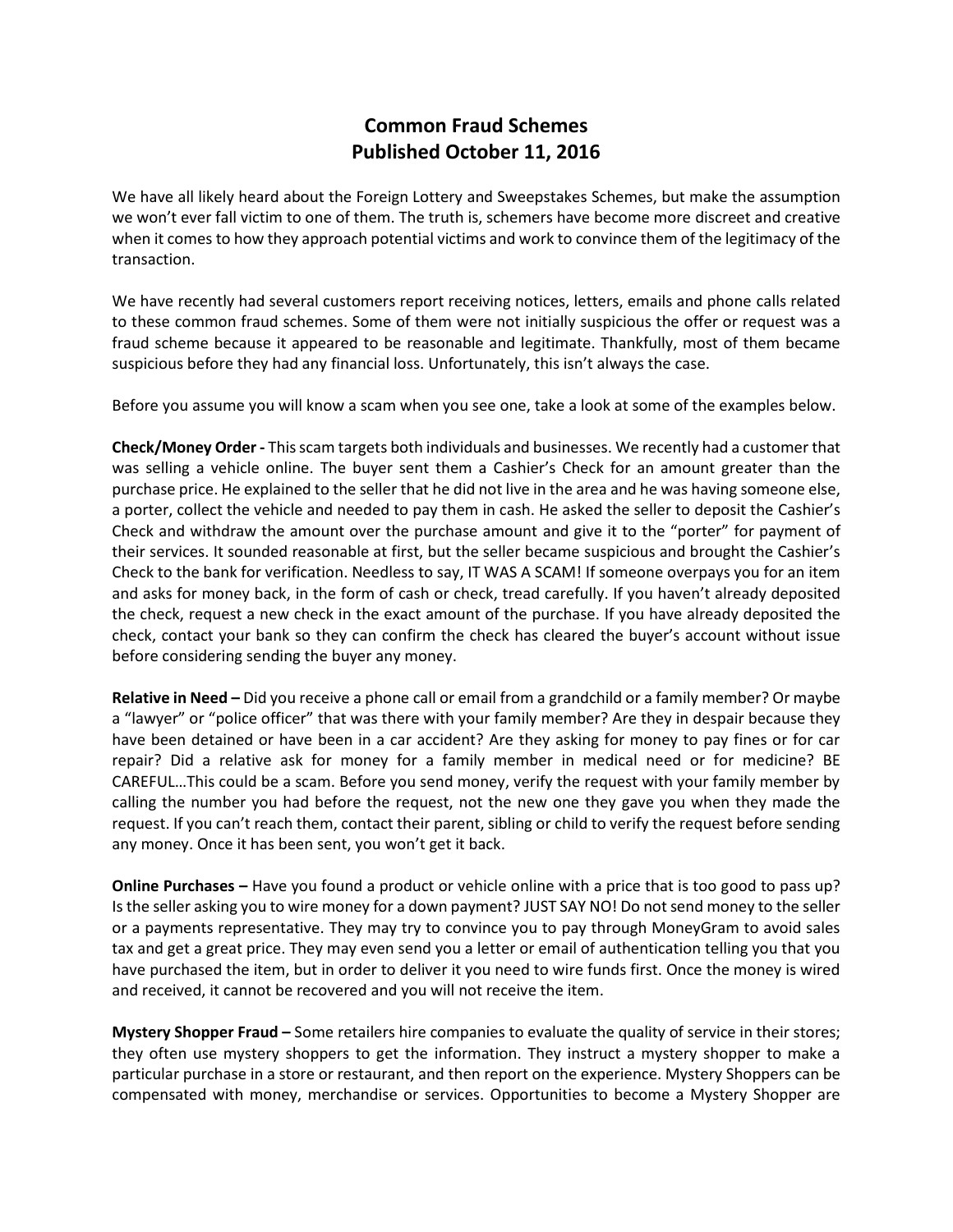# Common Fraud Schemes
## Published October 11, 2016

We have all likely heard about the Foreign Lottery and Sweepstakes Schemes, but make the assumption we won't ever fall victim to one of them. The truth is, schemers have become more discreet and creative when it comes to how they approach potential victims and work to convince them of the legitimacy of the transaction.

We have recently had several customers report receiving notices, letters, emails and phone calls related to these common fraud schemes. Some of them were not initially suspicious the offer or request was a fraud scheme because it appeared to be reasonable and legitimate. Thankfully, most of them became suspicious before they had any financial loss. Unfortunately, this isn't always the case.

Before you assume you will know a scam when you see one, take a look at some of the examples below.

**Check/Money Order -** This scam targets both individuals and businesses. We recently had a customer that was selling a vehicle online. The buyer sent them a Cashier's Check for an amount greater than the purchase price. He explained to the seller that he did not live in the area and he was having someone else, a porter, collect the vehicle and needed to pay them in cash. He asked the seller to deposit the Cashier's Check and withdraw the amount over the purchase amount and give it to the "porter" for payment of their services. It sounded reasonable at first, but the seller became suspicious and brought the Cashier's Check to the bank for verification. Needless to say, IT WAS A SCAM! If someone overpays you for an item and asks for money back, in the form of cash or check, tread carefully. If you haven't already deposited the check, request a new check in the exact amount of the purchase. If you have already deposited the check, contact your bank so they can confirm the check has cleared the buyer's account without issue before considering sending the buyer any money.

**Relative in Need –** Did you receive a phone call or email from a grandchild or a family member? Or maybe a "lawyer" or "police officer" that was there with your family member? Are they in despair because they have been detained or have been in a car accident? Are they asking for money to pay fines or for car repair? Did a relative ask for money for a family member in medical need or for medicine? BE CAREFUL…This could be a scam. Before you send money, verify the request with your family member by calling the number you had before the request, not the new one they gave you when they made the request. If you can't reach them, contact their parent, sibling or child to verify the request before sending any money. Once it has been sent, you won't get it back.

**Online Purchases –** Have you found a product or vehicle online with a price that is too good to pass up? Is the seller asking you to wire money for a down payment? JUST SAY NO! Do not send money to the seller or a payments representative. They may try to convince you to pay through MoneyGram to avoid sales tax and get a great price. They may even send you a letter or email of authentication telling you that you have purchased the item, but in order to deliver it you need to wire funds first. Once the money is wired and received, it cannot be recovered and you will not receive the item.

**Mystery Shopper Fraud –** Some retailers hire companies to evaluate the quality of service in their stores; they often use mystery shoppers to get the information. They instruct a mystery shopper to make a particular purchase in a store or restaurant, and then report on the experience. Mystery Shoppers can be compensated with money, merchandise or services. Opportunities to become a Mystery Shopper are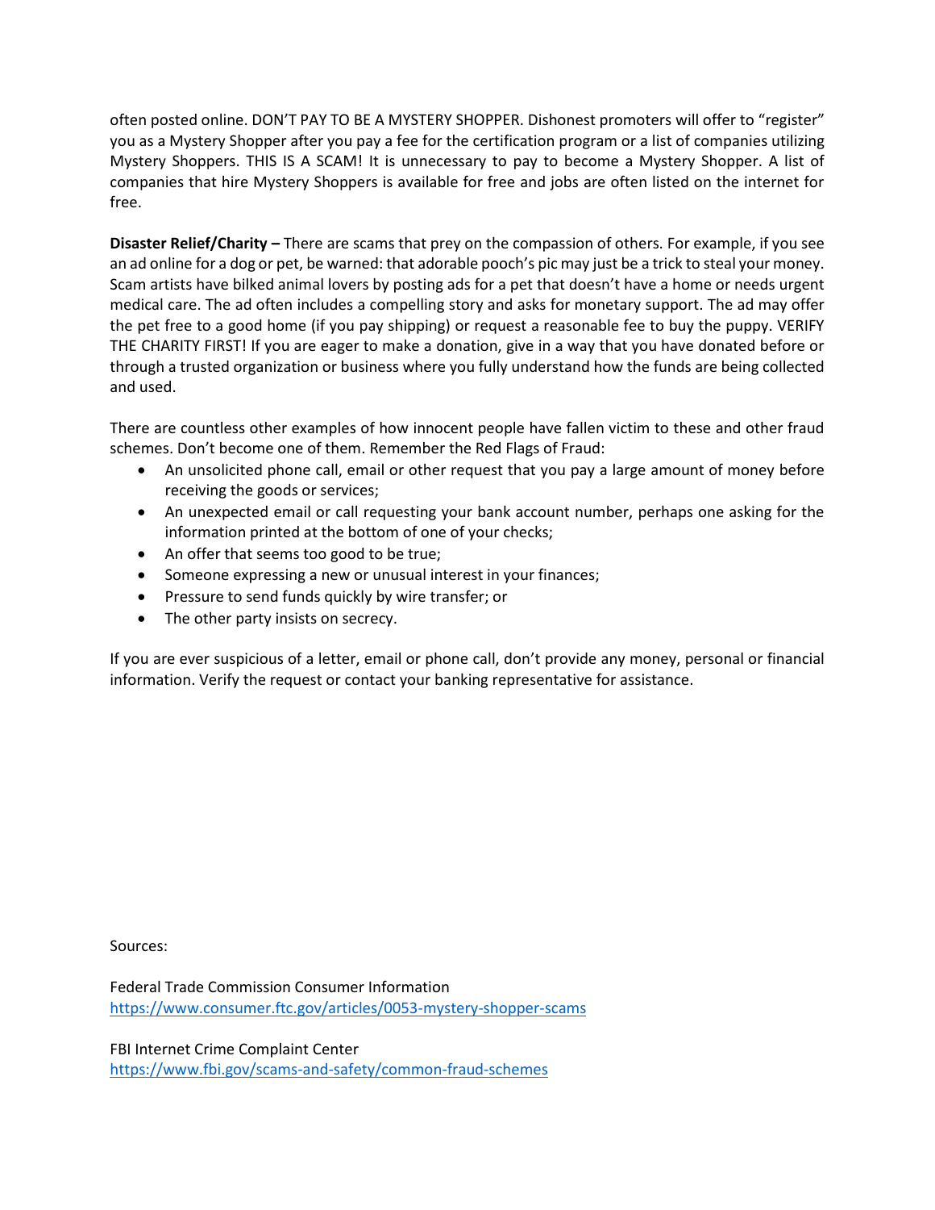often posted online. DON'T PAY TO BE A MYSTERY SHOPPER. Dishonest promoters will offer to "register" you as a Mystery Shopper after you pay a fee for the certification program or a list of companies utilizing Mystery Shoppers. THIS IS A SCAM! It is unnecessary to pay to become a Mystery Shopper. A list of companies that hire Mystery Shoppers is available for free and jobs are often listed on the internet for free.

**Disaster Relief/Charity –** There are scams that prey on the compassion of others. For example, if you see an ad online for a dog or pet, be warned: that adorable pooch's pic may just be a trick to steal your money. Scam artists have bilked animal lovers by posting ads for a pet that doesn't have a home or needs urgent medical care. The ad often includes a compelling story and asks for monetary support. The ad may offer the pet free to a good home (if you pay shipping) or request a reasonable fee to buy the puppy. VERIFY THE CHARITY FIRST! If you are eager to make a donation, give in a way that you have donated before or through a trusted organization or business where you fully understand how the funds are being collected and used.

There are countless other examples of how innocent people have fallen victim to these and other fraud schemes. Don't become one of them. Remember the Red Flags of Fraud:

- An unsolicited phone call, email or other request that you pay a large amount of money before receiving the goods or services;
- An unexpected email or call requesting your bank account number, perhaps one asking for the information printed at the bottom of one of your checks;
- An offer that seems too good to be true;
- Someone expressing a new or unusual interest in your finances;
- Pressure to send funds quickly by wire transfer; or
- The other party insists on secrecy.

If you are ever suspicious of a letter, email or phone call, don't provide any money, personal or financial information. Verify the request or contact your banking representative for assistance.

Sources:

Federal Trade Commission Consumer Information
https://www.consumer.ftc.gov/articles/0053-mystery-shopper-scams

FBI Internet Crime Complaint Center
https://www.fbi.gov/scams-and-safety/common-fraud-schemes